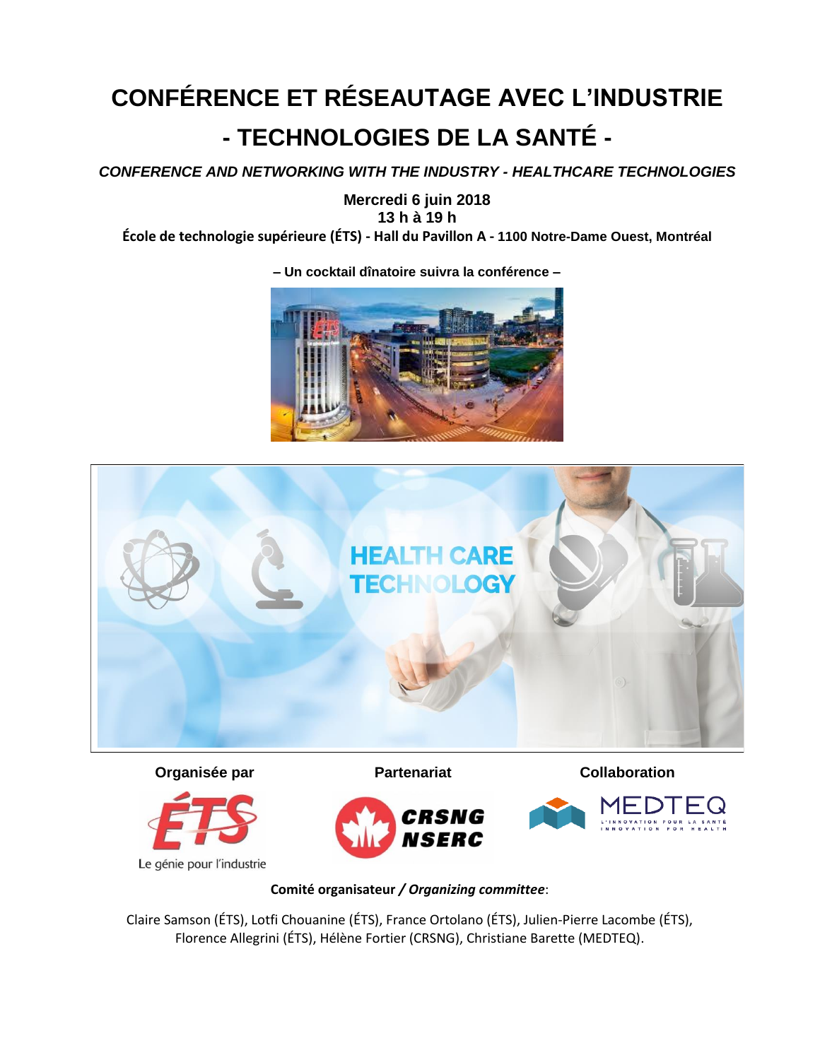# CONFÉRENCE ET RÉSEAUTAGE AVEC L'INDUSTRIE
# - TECHNOLOGIES DE LA SANTÉ -

***CONFERENCE AND NETWORKING WITH THE INDUSTRY - HEALTHCARE TECHNOLOGIES***

**Mercredi 6 juin 2018**
**13 h à 19 h**
**École de technologie supérieure (ÉTS) - Hall du Pavillon A - 1100 Notre-Dame Ouest, Montréal**

**– Un cocktail dînatoire suivra la conférence –**

**Organisée par**

**Partenariat**

**Collaboration**

**Comité organisateur / *Organizing committee***:

Claire Samson (ÉTS), Lotfi Chouanine (ÉTS), France Ortolano (ÉTS), Julien-Pierre Lacombe (ÉTS), Florence Allegrini (ÉTS), Hélène Fortier (CRSNG), Christiane Barette (MEDTEQ).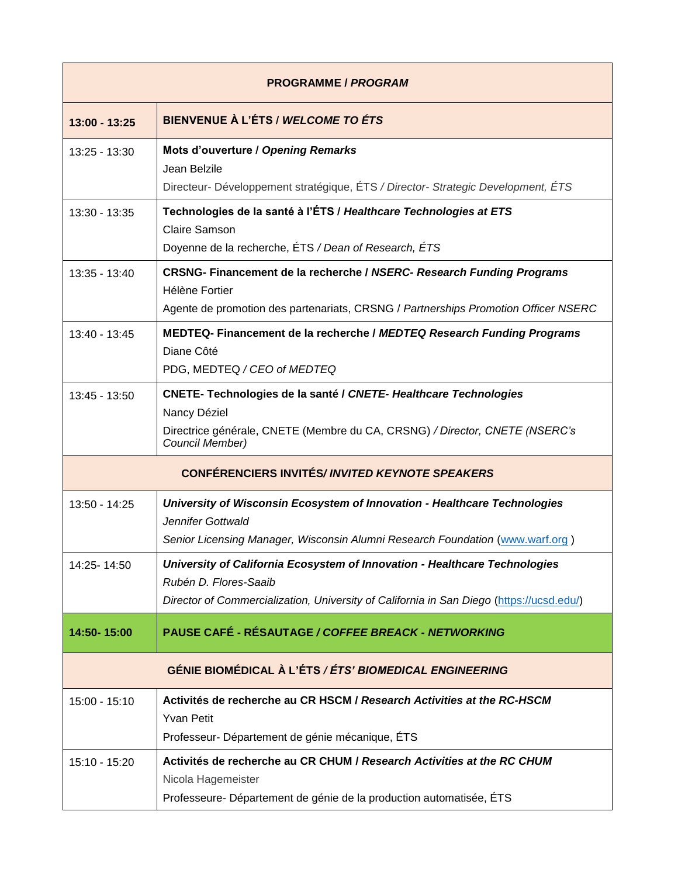| **PROGRAMME / *PROGRAM*** | |
|---|---|
| **13:00 - 13:25** | **BIENVENUE À L'ÉTS / *WELCOME TO ÉTS*** |
| 13:25 - 13:30 | **Mots d'ouverture / *Opening Remarks***<br>Jean Belzile<br>Directeur- Développement stratégique, ÉTS */ Director- Strategic Development, ÉTS* |
| 13:30 - 13:35 | **Technologies de la santé à l'ÉTS / *Healthcare Technologies at ETS***<br>Claire Samson<br>Doyenne de la recherche, ÉTS */ Dean of Research, ÉTS* |
| 13:35 - 13:40 | **CRSNG- Financement de la recherche / *NSERC- Research Funding Programs***<br>Hélène Fortier<br>Agente de promotion des partenariats, CRSNG / *Partnerships Promotion Officer NSERC* |
| 13:40 - 13:45 | **MEDTEQ- Financement de la recherche / *MEDTEQ Research Funding Programs***<br>Diane Côté<br>PDG, MEDTEQ */ CEO of MEDTEQ* |
| 13:45 - 13:50 | **CNETE- Technologies de la santé / *CNETE- Healthcare Technologies***<br>Nancy Déziel<br>Directrice générale, CNETE (Membre du CA, CRSNG) */ Director, CNETE (NSERC's Council Member)* |
| **CONFÉRENCIERS INVITÉS/ *INVITED KEYNOTE SPEAKERS*** | |
| 13:50 - 14:25 | ***University of Wisconsin Ecosystem of Innovation - Healthcare Technologies***<br>*Jennifer Gottwald*<br>*Senior Licensing Manager, Wisconsin Alumni Research Foundation* (www.warf.org ) |
| 14:25- 14:50 | ***University of California Ecosystem of Innovation - Healthcare Technologies***<br>*Rubén D. Flores-Saaib*<br>*Director of Commercialization, University of California in San Diego* (https://ucsd.edu/) |
| **14:50- 15:00** | **PAUSE CAFÉ - RÉSAUTAGE / *COFFEE BREACK - NETWORKING*** |
| **GÉNIE BIOMÉDICAL À L'ÉTS / *ÉTS' BIOMEDICAL ENGINEERING*** | |
| 15:00 - 15:10 | **Activités de recherche au CR HSCM / *Research Activities at the RC-HSCM***<br>Yvan Petit<br>Professeur- Département de génie mécanique, ÉTS |
| 15:10 - 15:20 | **Activités de recherche au CR CHUM / *Research Activities at the RC CHUM***<br>Nicola Hagemeister<br>Professeure- Département de génie de la production automatisée, ÉTS |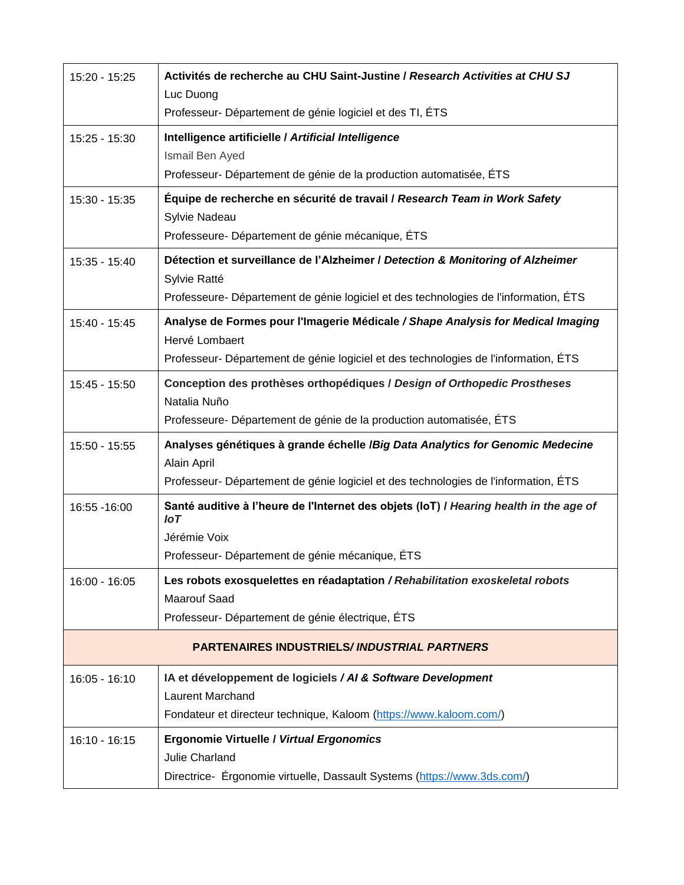| | |
|---|---|
| 15:20 - 15:25 | **Activités de recherche au CHU Saint-Justine / *Research Activities at CHU SJ***<br>Luc Duong<br>Professeur- Département de génie logiciel et des TI, ÉTS |
| 15:25 - 15:30 | **Intelligence artificielle / *Artificial Intelligence***<br>Ismail Ben Ayed<br>Professeur- Département de génie de la production automatisée, ÉTS |
| 15:30 - 15:35 | **Équipe de recherche en sécurité de travail / *Research Team in Work Safety***<br>Sylvie Nadeau<br>Professeure- Département de génie mécanique, ÉTS |
| 15:35 - 15:40 | **Détection et surveillance de l'Alzheimer / *Detection & Monitoring of Alzheimer***<br>Sylvie Ratté<br>Professeure- Département de génie logiciel et des technologies de l'information, ÉTS |
| 15:40 - 15:45 | **Analyse de Formes pour l'Imagerie Médicale / *Shape Analysis for Medical Imaging***<br>Hervé Lombaert<br>Professeur- Département de génie logiciel et des technologies de l'information, ÉTS |
| 15:45 - 15:50 | **Conception des prothèses orthopédiques / *Design of Orthopedic Prostheses***<br>Natalia Nuño<br>Professeure- Département de génie de la production automatisée, ÉTS |
| 15:50 - 15:55 | **Analyses génétiques à grande échelle /*Big Data Analytics for Genomic Medecine***<br>Alain April<br>Professeur- Département de génie logiciel et des technologies de l'information, ÉTS |
| 16:55 -16:00 | **Santé auditive à l'heure de l'Internet des objets (IoT) / *Hearing health in the age of IoT***<br>Jérémie Voix<br>Professeur- Département de génie mécanique, ÉTS |
| 16:00 - 16:05 | **Les robots exosquelettes en réadaptation / *Rehabilitation exoskeletal robots***<br>Maarouf Saad<br>Professeur- Département de génie électrique, ÉTS |
| **PARTENAIRES INDUSTRIELS/ *INDUSTRIAL PARTNERS*** | |
| 16:05 - 16:10 | **IA et développement de logiciels / *AI & Software Development***<br>Laurent Marchand<br>Fondateur et directeur technique, Kaloom (https://www.kaloom.com/) |
| 16:10 - 16:15 | **Ergonomie Virtuelle / *Virtual Ergonomics***<br>Julie Charland<br>Directrice- Érgonomie virtuelle, Dassault Systems (https://www.3ds.com/) |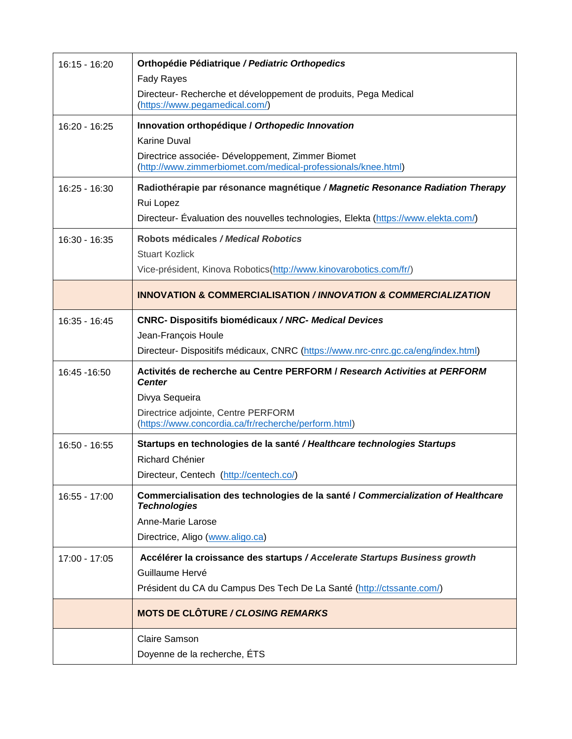| | |
|---|---|
| 16:15 - 16:20 | **Orthopédie Pédiatrique / *Pediatric Orthopedics***<br>Fady Rayes<br>Directeur- Recherche et développement de produits, Pega Medical (https://www.pegamedical.com/) |
| 16:20 - 16:25 | **Innovation orthopédique / *Orthopedic Innovation***<br>Karine Duval<br>Directrice associée- Développement, Zimmer Biomet (http://www.zimmerbiomet.com/medical-professionals/knee.html) |
| 16:25 - 16:30 | **Radiothérapie par résonance magnétique / *Magnetic Resonance Radiation Therapy***<br>Rui Lopez<br>Directeur- Évaluation des nouvelles technologies, Elekta (https://www.elekta.com/) |
| 16:30 - 16:35 | **Robots médicales / *Medical Robotics***<br>Stuart Kozlick<br>Vice-président, Kinova Robotics(http://www.kinovarobotics.com/fr/) |
| | **INNOVATION & COMMERCIALISATION / *INNOVATION & COMMERCIALIZATION*** |
| 16:35 - 16:45 | **CNRC- Dispositifs biomédicaux / *NRC- Medical Devices***<br>Jean-François Houle<br>Directeur- Dispositifs médicaux, CNRC (https://www.nrc-cnrc.gc.ca/eng/index.html) |
| 16:45 -16:50 | **Activités de recherche au Centre PERFORM / *Research Activities at PERFORM Center***<br>Divya Sequeira<br>Directrice adjointe, Centre PERFORM (https://www.concordia.ca/fr/recherche/perform.html) |
| 16:50 - 16:55 | **Startups en technologies de la santé / *Healthcare technologies Startups***<br>Richard Chénier<br>Directeur, Centech (http://centech.co/) |
| 16:55 - 17:00 | **Commercialisation des technologies de la santé / *Commercialization of Healthcare Technologies***<br>Anne-Marie Larose<br>Directrice, Aligo (www.aligo.ca) |
| 17:00 - 17:05 | **Accélérer la croissance des startups / *Accelerate Startups Business growth***<br>Guillaume Hervé<br>Président du CA du Campus Des Tech De La Santé (http://ctssante.com/) |
| | **MOTS DE CLÔTURE / *CLOSING REMARKS*** |
| | Claire Samson<br>Doyenne de la recherche, ÉTS |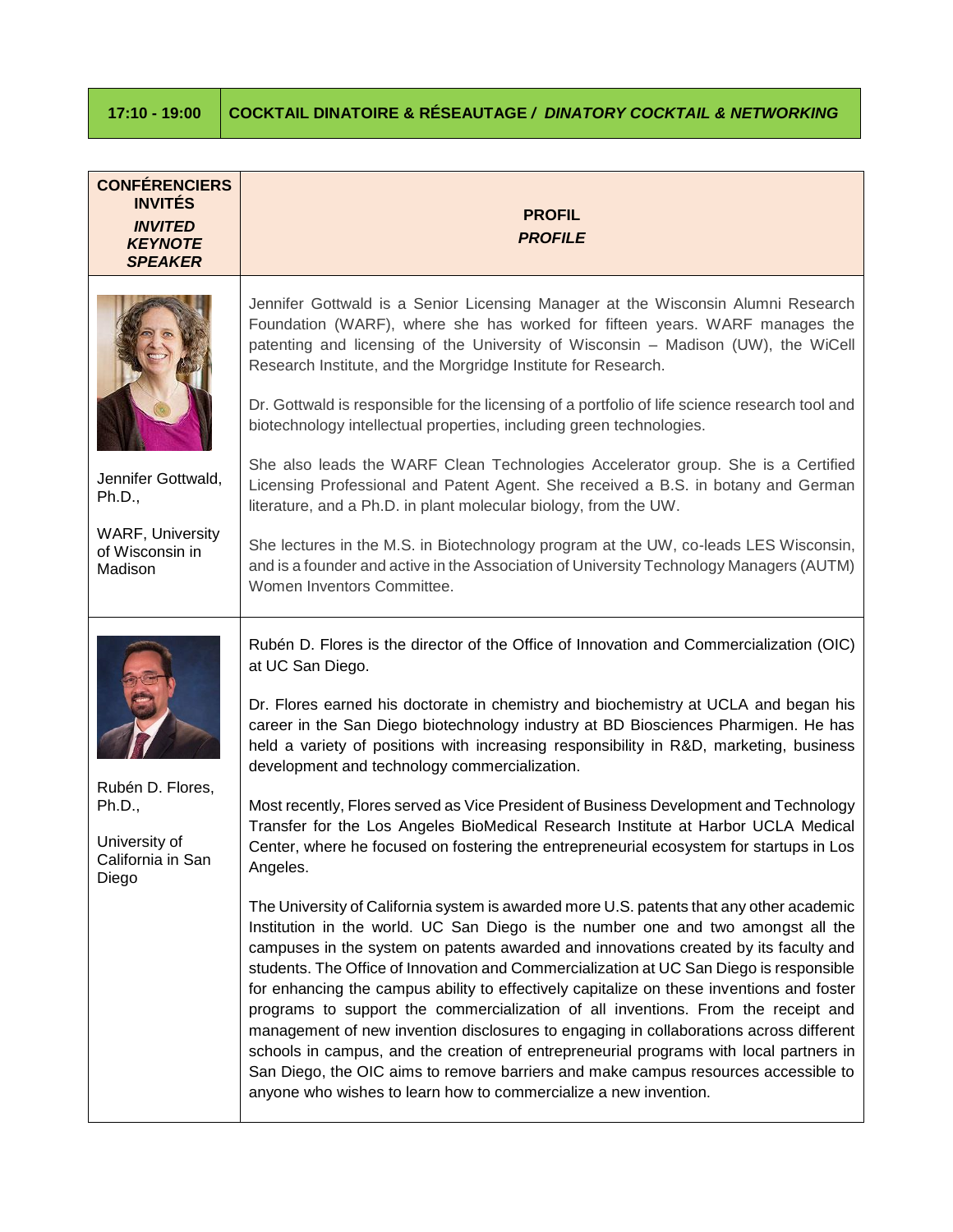| 17:10 - 19:00 | **COCKTAIL DINATOIRE & RÉSEAUTAGE /** ***DINATORY COCKTAIL & NETWORKING*** |
|---|---|

| **CONFÉRENCIERS INVITÉS** ***INVITED KEYNOTE SPEAKER*** | **PROFIL** ***PROFILE*** |
|---|---|
| Jennifer Gottwald, Ph.D.,<br><br>WARF, University of Wisconsin in Madison | Jennifer Gottwald is a Senior Licensing Manager at the Wisconsin Alumni Research Foundation (WARF), where she has worked for fifteen years. WARF manages the patenting and licensing of the University of Wisconsin – Madison (UW), the WiCell Research Institute, and the Morgridge Institute for Research.<br><br>Dr. Gottwald is responsible for the licensing of a portfolio of life science research tool and biotechnology intellectual properties, including green technologies.<br><br>She also leads the WARF Clean Technologies Accelerator group. She is a Certified Licensing Professional and Patent Agent. She received a B.S. in botany and German literature, and a Ph.D. in plant molecular biology, from the UW.<br><br>She lectures in the M.S. in Biotechnology program at the UW, co-leads LES Wisconsin, and is a founder and active in the Association of University Technology Managers (AUTM) Women Inventors Committee. |
| Rubén D. Flores, Ph.D.,<br><br>University of California in San Diego | Rubén D. Flores is the director of the Office of Innovation and Commercialization (OIC) at UC San Diego.<br><br>Dr. Flores earned his doctorate in chemistry and biochemistry at UCLA and began his career in the San Diego biotechnology industry at BD Biosciences Pharmigen. He has held a variety of positions with increasing responsibility in R&D, marketing, business development and technology commercialization.<br><br>Most recently, Flores served as Vice President of Business Development and Technology Transfer for the Los Angeles BioMedical Research Institute at Harbor UCLA Medical Center, where he focused on fostering the entrepreneurial ecosystem for startups in Los Angeles.<br><br>The University of California system is awarded more U.S. patents that any other academic Institution in the world. UC San Diego is the number one and two amongst all the campuses in the system on patents awarded and innovations created by its faculty and students. The Office of Innovation and Commercialization at UC San Diego is responsible for enhancing the campus ability to effectively capitalize on these inventions and foster programs to support the commercialization of all inventions. From the receipt and management of new invention disclosures to engaging in collaborations across different schools in campus, and the creation of entrepreneurial programs with local partners in San Diego, the OIC aims to remove barriers and make campus resources accessible to anyone who wishes to learn how to commercialize a new invention. |